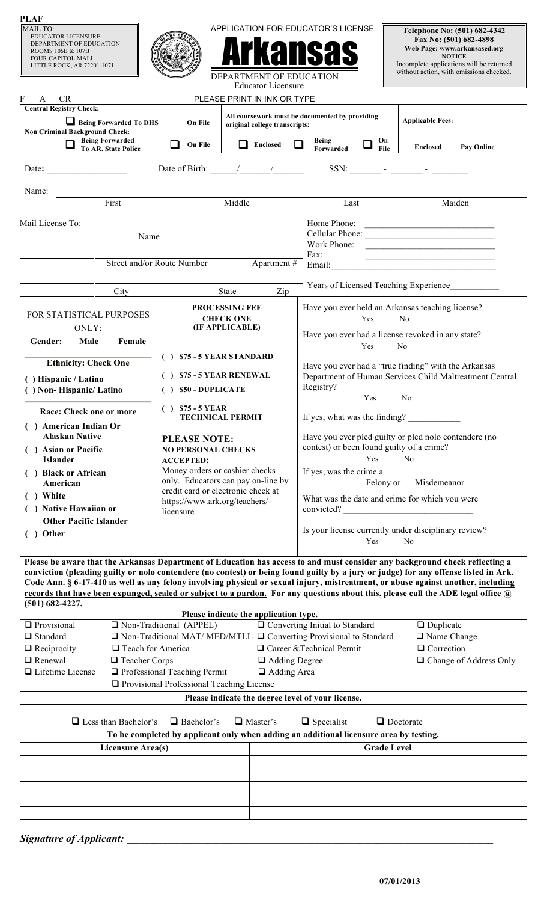**PLAF**

MAIL TO:
EDUCATOR LICENSURE
DEPARTMENT OF EDUCATION
ROOMS 106B & 107B
FOUR CAPITOL MALL
LITTLE ROCK, AR 72201-1071

APPLICATION FOR EDUCATOR'S LICENSE

# Arkansas

DEPARTMENT OF EDUCATION
Educator Licensure

**Telephone No: (501) 682-4342**
**Fax No: (501) 682-4898**
**Web Page: www.arkansased.org**
**NOTICE**
Incomplete applications will be returned without action, with omissions checked.

F A CR

PLEASE PRINT IN INK OR TYPE

| **Central Registry Check:** | | **All coursework must be documented by providing original college transcripts:** | | **Applicable Fees:** |
|---|---|---|---|---|
| ❑ **Being Forwarded To DHS** | **On File** | | | |
| **Non Criminal Background Check:** | | | | |
| ❑ **Being Forwarded To AR. State Police** | ❑ **On File** | ❑ **Enclosed** ❑ **Being Forwarded** ❑ **On File** | | **Enclosed** **Pay Online** |

Date: __________________ Date of Birth: ______/______/______ SSN: _______ - _______ - _______

Name: ______________________________________________________________
First Middle Last Maiden

Mail License To: ______________________________
Name

Street and/or Route Number Apartment #

City State Zip

Home Phone: ____________________
Cellular Phone: ____________________
Work Phone: ____________________
Fax: ____________________
Email: ____________________

Years of Licensed Teaching Experience__________

**FOR STATISTICAL PURPOSES ONLY:**

**Gender:** **Male** **Female**

**Ethnicity: Check One**
( ) **Hispanic / Latino**
( ) **Non- Hispanic/ Latino**

**Race: Check one or more**
( ) **American Indian Or Alaskan Native**
( ) **Asian or Pacific Islander**
( ) **Black or African American**
( ) **White**
( ) **Native Hawaiian or Other Pacific Islander**
( ) **Other**

**PROCESSING FEE**
**CHECK ONE**
**(IF APPLICABLE)**

( ) **$75 - 5 YEAR STANDARD**
( ) **$75 - 5 YEAR RENEWAL**
( ) **$50 - DUPLICATE**
( ) **$75 - 5 YEAR TECHNICAL PERMIT**

**PLEASE NOTE:**
**NO PERSONAL CHECKS ACCEPTED:**
Money orders or cashier checks only. Educators can pay on-line by credit card or electronic check at https://www.ark.org/teachers/licensure.

Have you ever held an Arkansas teaching license?
Yes No

Have you ever had a license revoked in any state?
Yes No

Have you ever had a "true finding" with the Arkansas Department of Human Services Child Maltreatment Central Registry?
Yes No

If yes, what was the finding? ____________

Have you ever pled guilty or pled nolo contendere (no contest) or been found guilty of a crime?
Yes No

If yes, was the crime a
Felony or Misdemeanor

What was the date and crime for which you were convicted? ____________________________

Is your license currently under disciplinary review?
Yes No

**Please be aware that the Arkansas Department of Education has access to and must consider any background check reflecting a conviction (pleading guilty or nolo contendere (no contest) or being found guilty by a jury or judge) for any offense listed in Ark. Code Ann. § 6-17-410 as well as any felony involving physical or sexual injury, mistreatment, or abuse against another, <u>including records that have been expunged, sealed or subject to a pardon.</u> For any questions about this, please call the ADE legal office @ (501) 682-4227.**

**Please indicate the application type.**

| | | | |
|---|---|---|---|
| ❑ Provisional | ❑ Non-Traditional (APPEL) | ❑ Converting Initial to Standard | ❑ Duplicate |
| ❑ Standard | ❑ Non-Traditional MAT/ MED/MTLL | ❑ Converting Provisional to Standard | ❑ Name Change |
| ❑ Reciprocity | ❑ Teach for America | ❑ Career &Technical Permit | ❑ Correction |
| ❑ Renewal | ❑ Teacher Corps | ❑ Adding Degree | ❑ Change of Address Only |
| ❑ Lifetime License | ❑ Professional Teaching Permit | ❑ Adding Area | |
| | ❑ Provisional Professional Teaching License | | |

**Please indicate the degree level of your license.**

❑ Less than Bachelor's ❑ Bachelor's ❑ Master's ❑ Specialist ❑ Doctorate

**To be completed by applicant only when adding an additional licensure area by testing.**

| **Licensure Area(s)** | **Grade Level** |
|---|---|
| | |
| | |
| | |
| | |
| | |

***Signature of Applicant:*** ______________________________________________________________

07/01/2013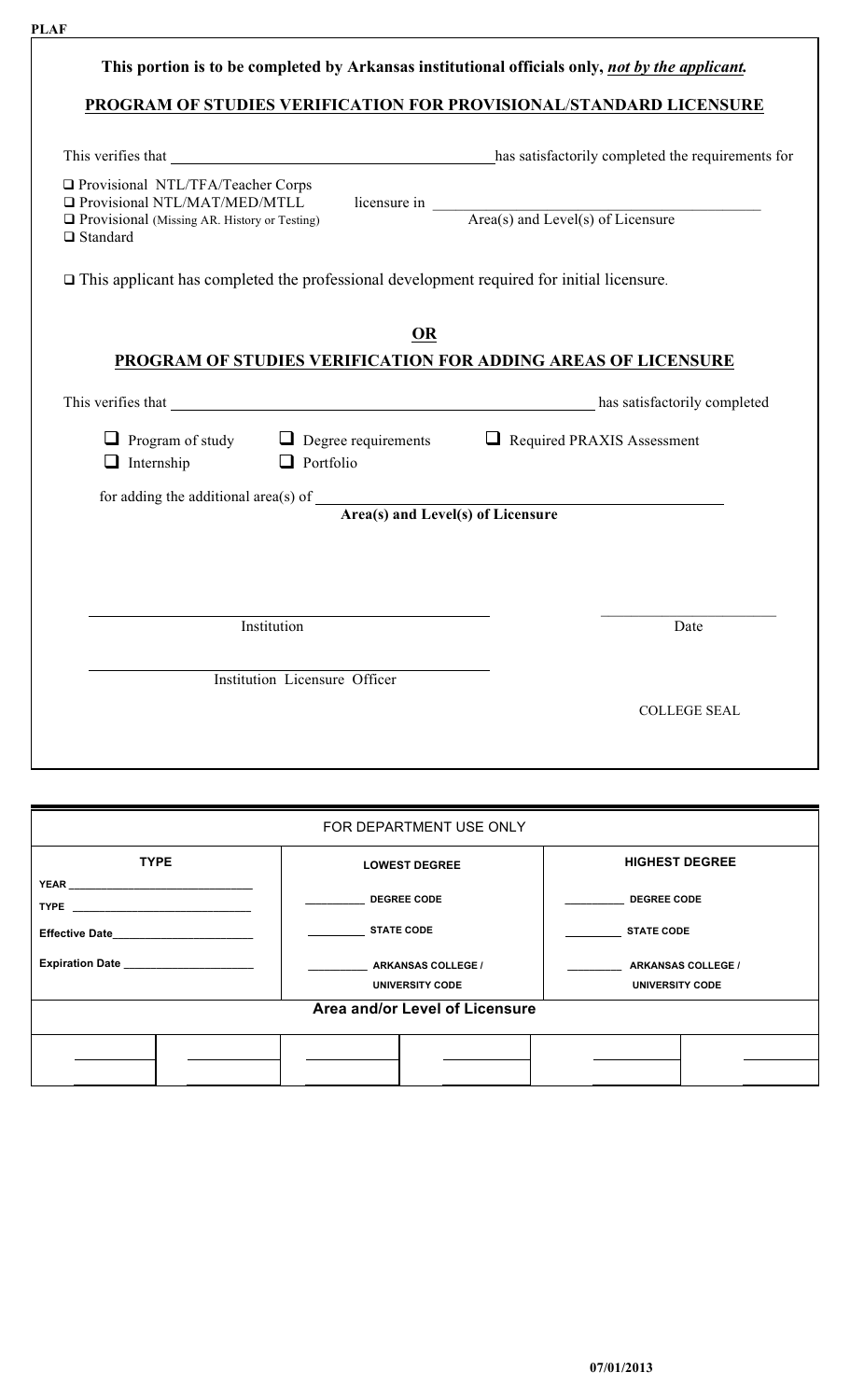PLAF

**This portion is to be completed by Arkansas institutional officials only, *not by the applicant.***

## PROGRAM OF STUDIES VERIFICATION FOR PROVISIONAL/STANDARD LICENSURE

This verifies that ______________________________ has satisfactorily completed the requirements for

- ☐ Provisional NTL/TFA/Teacher Corps
- ☐ Provisional NTL/MAT/MED/MTLL
- ☐ Provisional (Missing AR. History or Testing)
- ☐ Standard

licensure in ______________________________
Area(s) and Level(s) of Licensure

☐ This applicant has completed the professional development required for initial licensure.

**OR**

## PROGRAM OF STUDIES VERIFICATION FOR ADDING AREAS OF LICENSURE

This verifies that ______________________________ has satisfactorily completed

- ☐ Program of study
- ☐ Degree requirements
- ☐ Required PRAXIS Assessment
- ☐ Internship
- ☐ Portfolio

for adding the additional area(s) of ______________________________
**Area(s) and Level(s) of Licensure**

______________________________
Institution

______________________________
Date

______________________________
Institution Licensure Officer

COLLEGE SEAL

| FOR DEPARTMENT USE ONLY | | |
|---|---|---|
| **TYPE** | **LOWEST DEGREE** | **HIGHEST DEGREE** |
| YEAR ____________ | ________ DEGREE CODE | ________ DEGREE CODE |
| TYPE ____________ | ________ STATE CODE | ________ STATE CODE |
| Effective Date ____________ | ________ ARKANSAS COLLEGE / UNIVERSITY CODE | ________ ARKANSAS COLLEGE / UNIVERSITY CODE |
| Expiration Date ____________ | | |
| **Area and/or Level of Licensure** | | |

07/01/2013